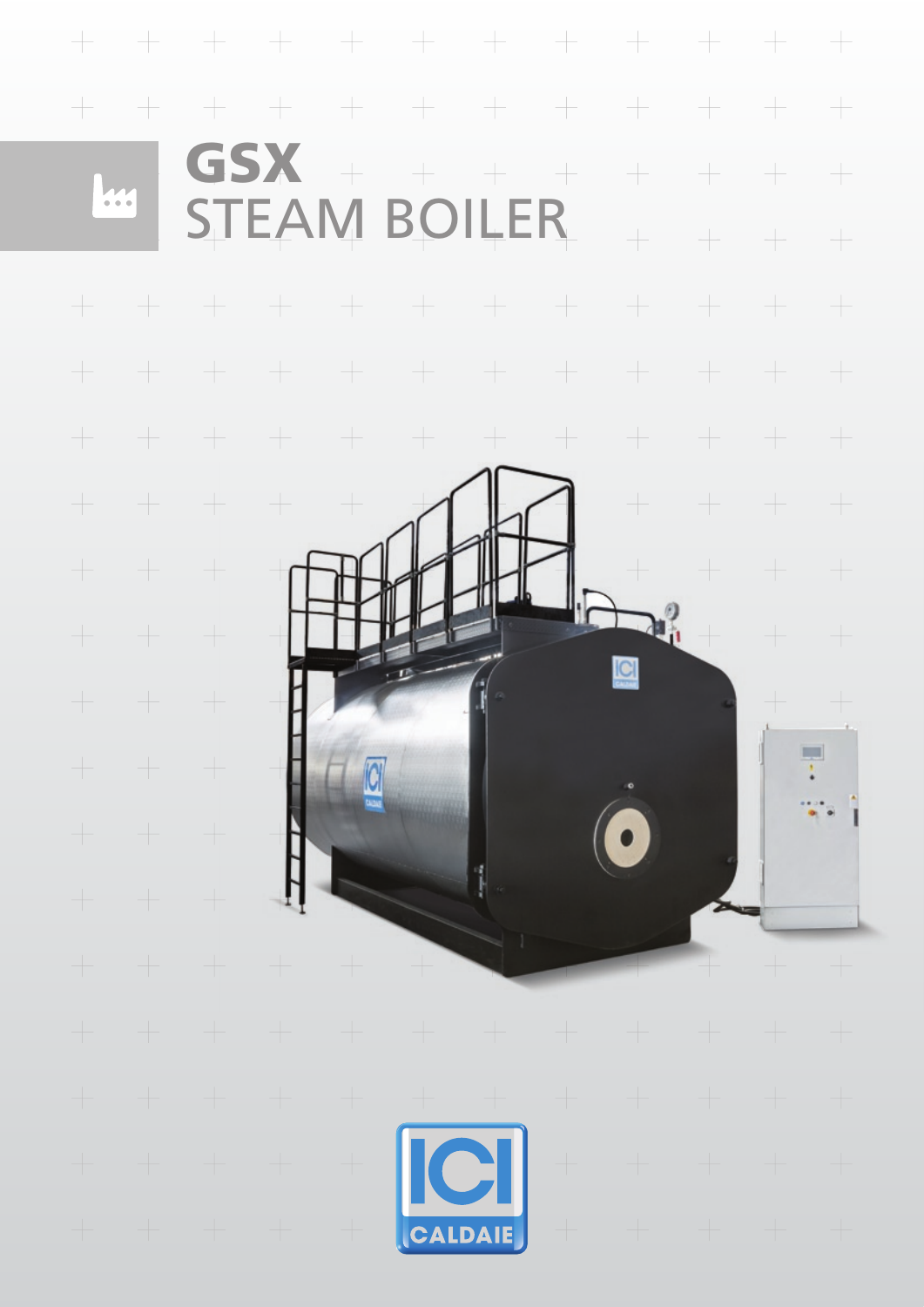# GSX
## STEAM BOILER

ICI CALDAIE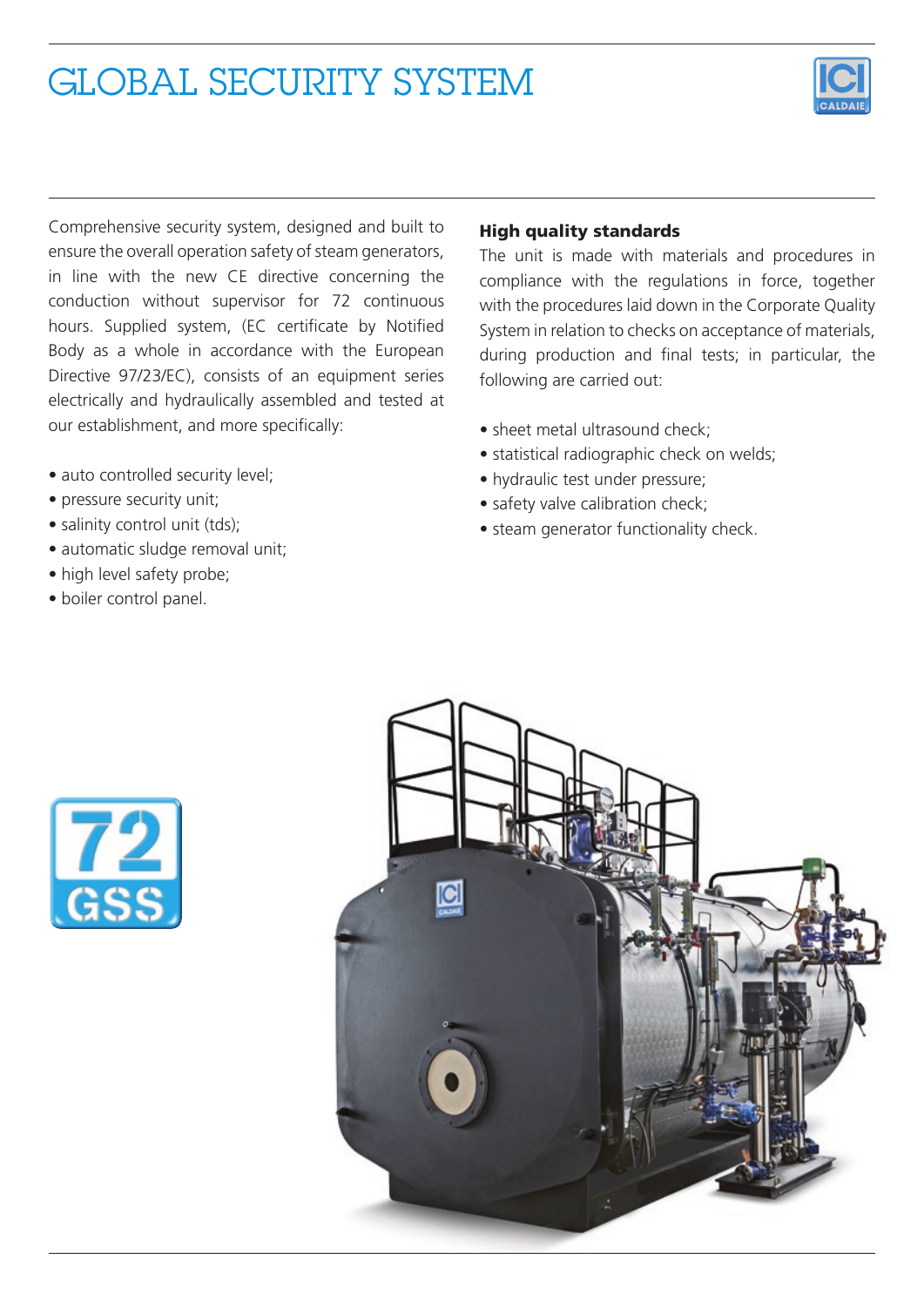# GLOBAL SECURITY SYSTEM

Comprehensive security system, designed and built to ensure the overall operation safety of steam generators, in line with the new CE directive concerning the conduction without supervisor for 72 continuous hours. Supplied system, (EC certificate by Notified Body as a whole in accordance with the European Directive 97/23/EC), consists of an equipment series electrically and hydraulically assembled and tested at our establishment, and more specifically:

- auto controlled security level;
- pressure security unit;
- salinity control unit (tds);
- automatic sludge removal unit;
- high level safety probe;
- boiler control panel.

**High quality standards**

The unit is made with materials and procedures in compliance with the regulations in force, together with the procedures laid down in the Corporate Quality System in relation to checks on acceptance of materials, during production and final tests; in particular, the following are carried out:

- sheet metal ultrasound check;
- statistical radiographic check on welds;
- hydraulic test under pressure;
- safety valve calibration check;
- steam generator functionality check.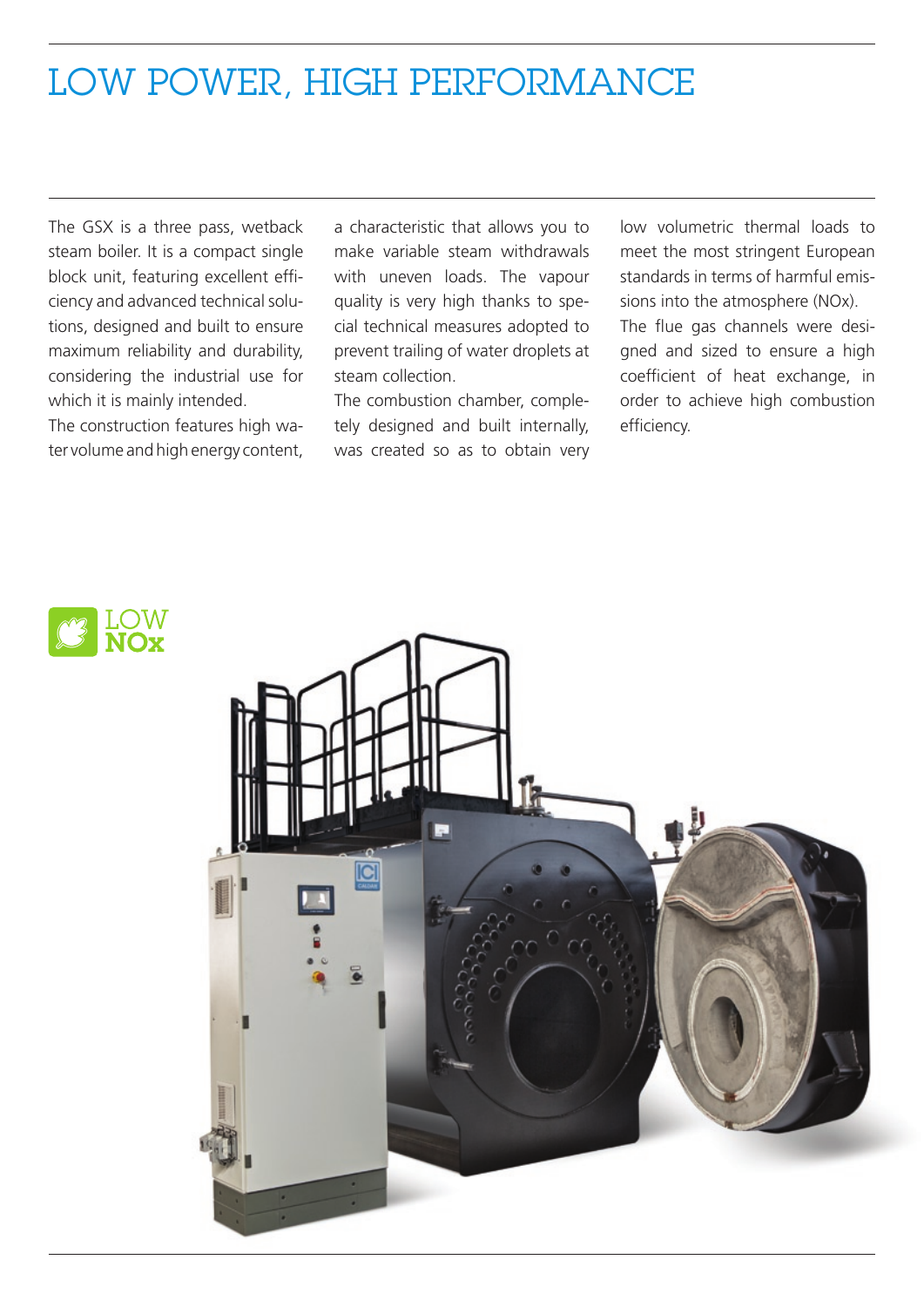# LOW POWER, HIGH PERFORMANCE

The GSX is a three pass, wetback steam boiler. It is a compact single block unit, featuring excellent efficiency and advanced technical solutions, designed and built to ensure maximum reliability and durability, considering the industrial use for which it is mainly intended.

The construction features high water volume and high energy content, a characteristic that allows you to make variable steam withdrawals with uneven loads. The vapour quality is very high thanks to special technical measures adopted to prevent trailing of water droplets at steam collection.

The combustion chamber, completely designed and built internally, was created so as to obtain very low volumetric thermal loads to meet the most stringent European standards in terms of harmful emissions into the atmosphere (NOx).

The flue gas channels were designed and sized to ensure a high coefficient of heat exchange, in order to achieve high combustion efficiency.

LOW NOx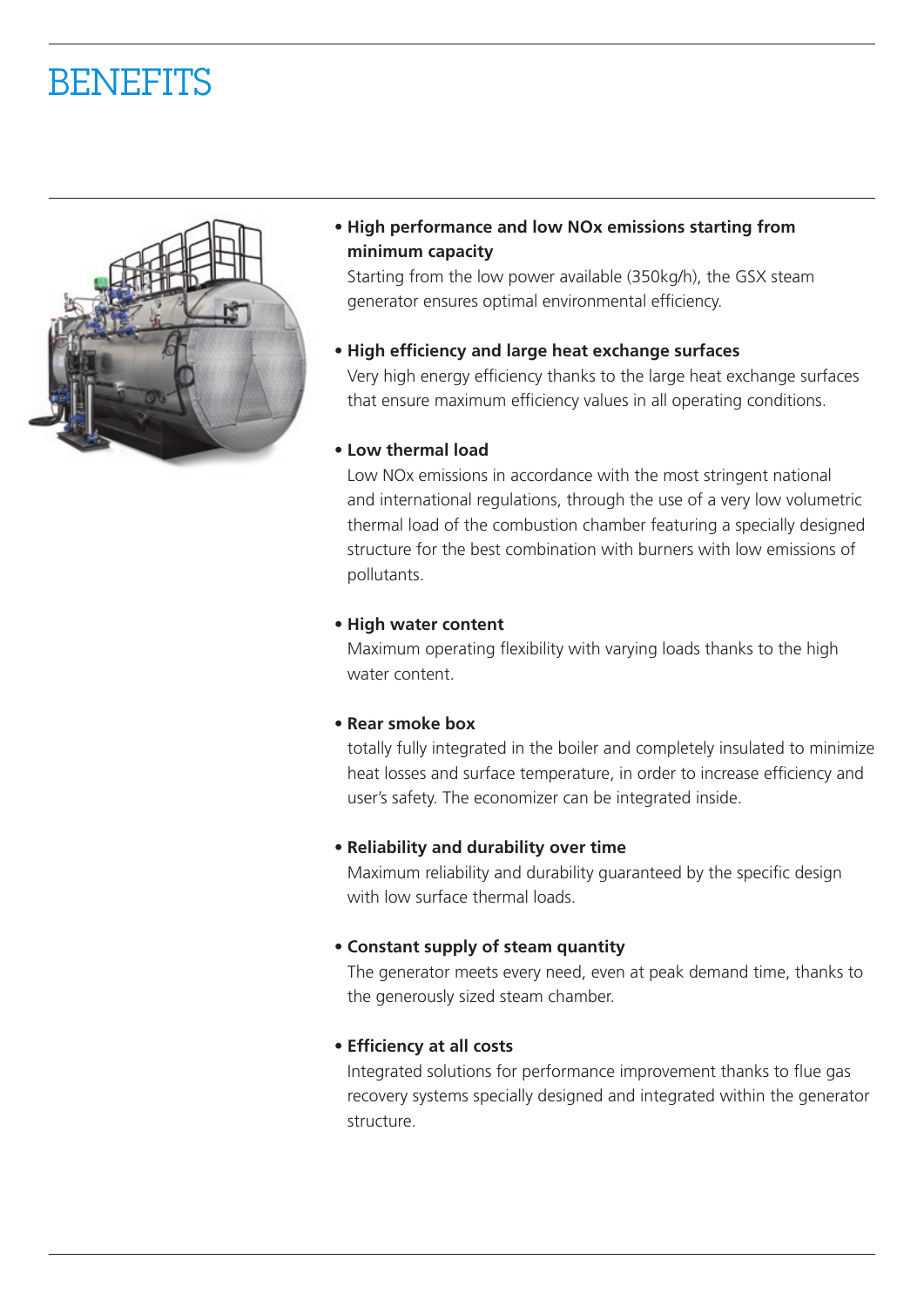# BENEFITS

- **High performance and low NOx emissions starting from minimum capacity**
  Starting from the low power available (350kg/h), the GSX steam generator ensures optimal environmental efficiency.

- **High efficiency and large heat exchange surfaces**
  Very high energy efficiency thanks to the large heat exchange surfaces that ensure maximum efficiency values in all operating conditions.

- **Low thermal load**
  Low NOx emissions in accordance with the most stringent national and international regulations, through the use of a very low volumetric thermal load of the combustion chamber featuring a specially designed structure for the best combination with burners with low emissions of pollutants.

- **High water content**
  Maximum operating flexibility with varying loads thanks to the high water content.

- **Rear smoke box**
  totally fully integrated in the boiler and completely insulated to minimize heat losses and surface temperature, in order to increase efficiency and user's safety. The economizer can be integrated inside.

- **Reliability and durability over time**
  Maximum reliability and durability guaranteed by the specific design with low surface thermal loads.

- **Constant supply of steam quantity**
  The generator meets every need, even at peak demand time, thanks to the generously sized steam chamber.

- **Efficiency at all costs**
  Integrated solutions for performance improvement thanks to flue gas recovery systems specially designed and integrated within the generator structure.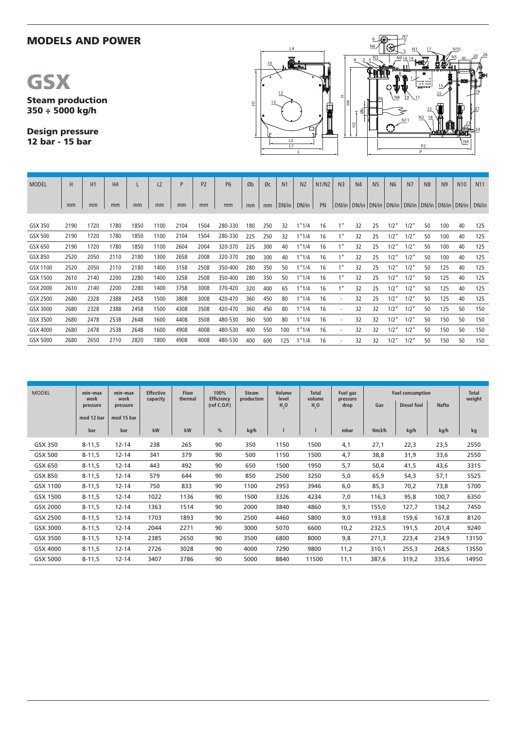## MODELS AND POWER

# GSX

**Steam production**
**350 ÷ 5000 kg/h**

**Design pressure**
**12 bar - 15 bar**

| MODEL | H | H1 | H4 | L | L2 | P | P2 | P6 | Øb | Øc | N1 | N2 | N1/N2 | N3 | N4 | N5 | N6 | N7 | N8 | N9 | N10 | N11 |
|---|---|---|---|---|---|---|---|---|---|---|---|---|---|---|---|---|---|---|---|---|---|---|
| | mm | mm | mm | mm | mm | mm | mm | mm | mm | mm | DN/in | DN/in | PN | DN/in | DN/in | DN/in | DN/in | DN/in | DN/in | DN/in | DN/in | DN/in |
| GSX 350 | 2190 | 1720 | 1780 | 1850 | 1100 | 2104 | 1504 | 280-330 | 180 | 250 | 32 | 1"1/4 | 16 | 1" | 32 | 25 | 1/2" | 1/2" | 50 | 100 | 40 | 125 |
| GSX 500 | 2190 | 1720 | 1780 | 1850 | 1100 | 2104 | 1504 | 280-330 | 225 | 250 | 32 | 1"1/4 | 16 | 1" | 32 | 25 | 1/2" | 1/2" | 50 | 100 | 40 | 125 |
| GSX 650 | 2190 | 1720 | 1780 | 1850 | 1100 | 2604 | 2004 | 320-370 | 225 | 300 | 40 | 1"1/4 | 16 | 1" | 32 | 25 | 1/2" | 1/2" | 50 | 100 | 40 | 125 |
| GSX 850 | 2520 | 2050 | 2110 | 2180 | 1300 | 2658 | 2008 | 320-370 | 280 | 300 | 40 | 1"1/4 | 16 | 1" | 32 | 25 | 1/2" | 1/2" | 50 | 100 | 40 | 125 |
| GSX 1100 | 2520 | 2050 | 2110 | 2180 | 1400 | 3158 | 2508 | 350-400 | 280 | 350 | 50 | 1"1/4 | 16 | 1" | 32 | 25 | 1/2" | 1/2" | 50 | 125 | 40 | 125 |
| GSX 1500 | 2610 | 2140 | 2200 | 2280 | 1400 | 3258 | 2508 | 350-400 | 280 | 350 | 50 | 1"1/4 | 16 | 1" | 32 | 25 | 1/2" | 1/2" | 50 | 125 | 40 | 125 |
| GSX 2000 | 2610 | 2140 | 2200 | 2280 | 1400 | 3758 | 3008 | 370-420 | 320 | 400 | 65 | 1"1/4 | 16 | 1" | 32 | 25 | 1/2" | 1/2" | 50 | 125 | 40 | 125 |
| GSX 2500 | 2680 | 2328 | 2388 | 2458 | 1500 | 3808 | 3008 | 420-470 | 360 | 450 | 80 | 1"1/4 | 16 | - | 32 | 25 | 1/2" | 1/2" | 50 | 125 | 40 | 125 |
| GSX 3000 | 2680 | 2328 | 2388 | 2458 | 1500 | 4308 | 3508 | 420-470 | 360 | 450 | 80 | 1"1/4 | 16 | - | 32 | 32 | 1/2" | 1/2" | 50 | 125 | 50 | 150 |
| GSX 3500 | 2680 | 2478 | 2538 | 2648 | 1600 | 4408 | 3508 | 480-530 | 360 | 500 | 80 | 1"1/4 | 16 | - | 32 | 32 | 1/2" | 1/2" | 50 | 150 | 50 | 150 |
| GSX 4000 | 2680 | 2478 | 2538 | 2648 | 1600 | 4908 | 4008 | 480-530 | 400 | 550 | 100 | 1"1/4 | 16 | - | 32 | 32 | 1/2" | 1/2" | 50 | 150 | 50 | 150 |
| GSX 5000 | 2680 | 2650 | 2710 | 2820 | 1800 | 4908 | 4008 | 480-530 | 400 | 600 | 125 | 1"1/4 | 16 | - | 32 | 32 | 1/2" | 1/2" | 50 | 150 | 50 | 150 |

| MODEL | min–max work pressure mod 12 bar | min–max work pressure mod 15 bar | Effective capacity | Flow thermal | 100% Efficiency (ref C.O.P.) | Steam production | Volume level $H_2O$ | Total volume $H_2O$ | Fuel gas pressure drop | Fuel consumption | | | Total weight |
|---|---|---|---|---|---|---|---|---|---|---|---|---|---|
| | | | | | | | | | | Gas | Diesel fuel | Nafta | |
| | bar | bar | kW | kW | % | kg/h | l | l | mbar | Nm3/h | kg/h | kg/h | kg |
| GSX 350 | 8-11,5 | 12-14 | 238 | 265 | 90 | 350 | 1150 | 1500 | 4,1 | 27,1 | 22,3 | 23,5 | 2550 |
| GSX 500 | 8-11,5 | 12-14 | 341 | 379 | 90 | 500 | 1150 | 1500 | 4,7 | 38,8 | 31,9 | 33,6 | 2550 |
| GSX 650 | 8-11,5 | 12-14 | 443 | 492 | 90 | 650 | 1500 | 1950 | 5,7 | 50,4 | 41,5 | 43,6 | 3315 |
| GSX 850 | 8-11,5 | 12-14 | 579 | 644 | 90 | 850 | 2500 | 3250 | 5,0 | 65,9 | 54,3 | 57,1 | 5525 |
| GSX 1100 | 8-11,5 | 12-14 | 750 | 833 | 90 | 1100 | 2953 | 3946 | 6,0 | 85,3 | 70,2 | 73,8 | 5700 |
| GSX 1500 | 8-11,5 | 12-14 | 1022 | 1136 | 90 | 1500 | 3326 | 4234 | 7,0 | 116,3 | 95,8 | 100,7 | 6350 |
| GSX 2000 | 8-11,5 | 12-14 | 1363 | 1514 | 90 | 2000 | 3840 | 4860 | 9,1 | 155,0 | 127,7 | 134,2 | 7450 |
| GSX 2500 | 8-11,5 | 12-14 | 1703 | 1893 | 90 | 2500 | 4460 | 5800 | 9,0 | 193,8 | 159,6 | 167,8 | 8120 |
| GSX 3000 | 8-11,5 | 12-14 | 2044 | 2271 | 90 | 3000 | 5070 | 6600 | 10,2 | 232,5 | 191,5 | 201,4 | 9240 |
| GSX 3500 | 8-11,5 | 12-14 | 2385 | 2650 | 90 | 3500 | 6800 | 8000 | 9,8 | 271,3 | 223,4 | 234,9 | 13150 |
| GSX 4000 | 8-11,5 | 12-14 | 2726 | 3028 | 90 | 4000 | 7290 | 9800 | 11,2 | 310,1 | 255,3 | 268,5 | 13550 |
| GSX 5000 | 8-11,5 | 12-14 | 3407 | 3786 | 90 | 5000 | 8840 | 11500 | 11,1 | 387,6 | 319,2 | 335,6 | 14950 |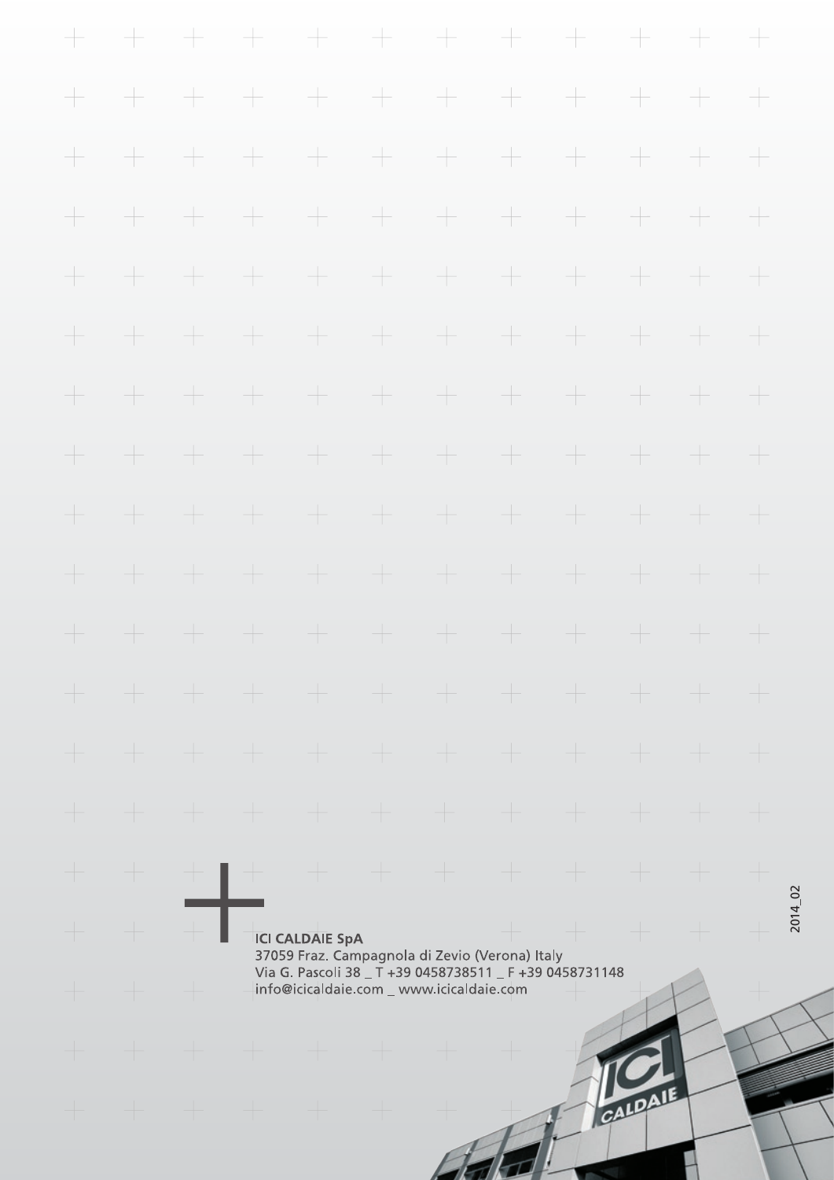**ICI CALDAIE SpA**
37059 Fraz. Campagnola di Zevio (Verona) Italy
Via G. Pascoli 38 _ T +39 0458738511 _ F +39 0458731148
info@icicaldaie.com _ www.icicaldaie.com

2014_02